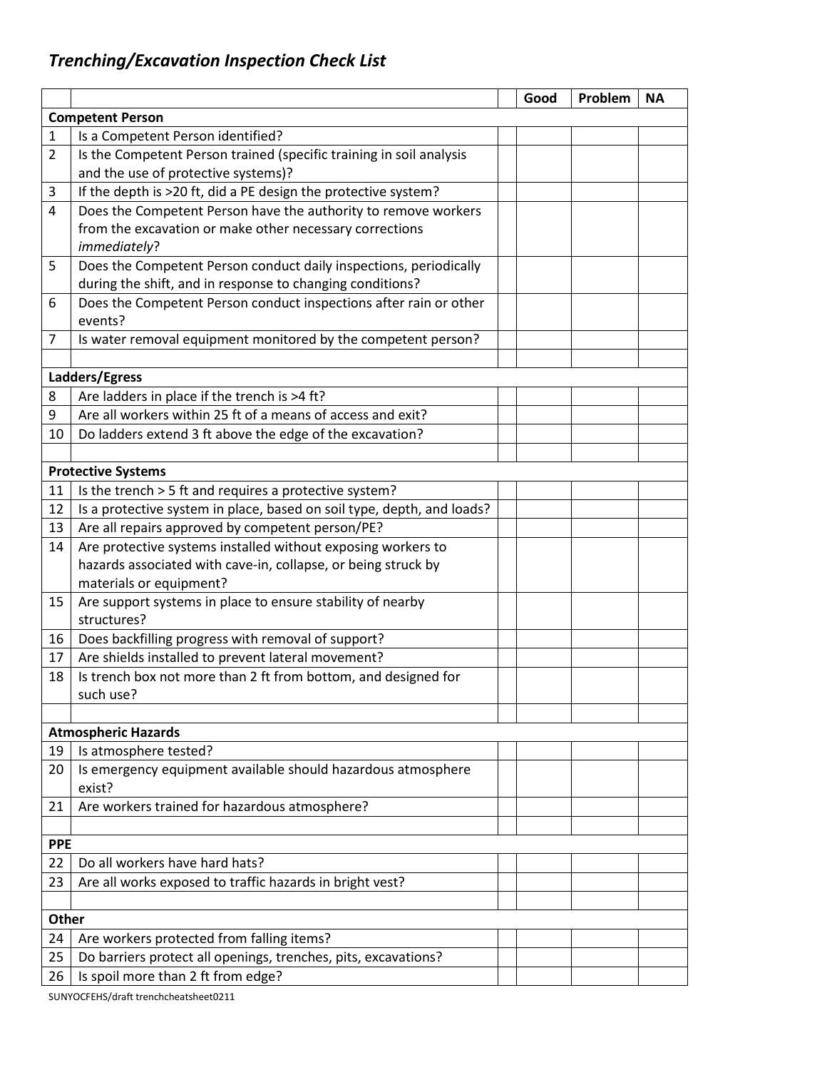# *Trenching/Excavation Inspection Check List*

| | | | Good | Problem | NA |
|---|---|---|---|---|---|
| **Competent Person** | | | | | |
| 1 | Is a Competent Person identified? | | | | |
| 2 | Is the Competent Person trained (specific training in soil analysis and the use of protective systems)? | | | | |
| 3 | If the depth is >20 ft, did a PE design the protective system? | | | | |
| 4 | Does the Competent Person have the authority to remove workers from the excavation or make other necessary corrections *immediately*? | | | | |
| 5 | Does the Competent Person conduct daily inspections, periodically during the shift, and in response to changing conditions? | | | | |
| 6 | Does the Competent Person conduct inspections after rain or other events? | | | | |
| 7 | Is water removal equipment monitored by the competent person? | | | | |
| | | | | | |
| **Ladders/Egress** | | | | | |
| 8 | Are ladders in place if the trench is >4 ft? | | | | |
| 9 | Are all workers within 25 ft of a means of access and exit? | | | | |
| 10 | Do ladders extend 3 ft above the edge of the excavation? | | | | |
| | | | | | |
| **Protective Systems** | | | | | |
| 11 | Is the trench > 5 ft and requires a protective system? | | | | |
| 12 | Is a protective system in place, based on soil type, depth, and loads? | | | | |
| 13 | Are all repairs approved by competent person/PE? | | | | |
| 14 | Are protective systems installed without exposing workers to hazards associated with cave-in, collapse, or being struck by materials or equipment? | | | | |
| 15 | Are support systems in place to ensure stability of nearby structures? | | | | |
| 16 | Does backfilling progress with removal of support? | | | | |
| 17 | Are shields installed to prevent lateral movement? | | | | |
| 18 | Is trench box not more than 2 ft from bottom, and designed for such use? | | | | |
| | | | | | |
| **Atmospheric Hazards** | | | | | |
| 19 | Is atmosphere tested? | | | | |
| 20 | Is emergency equipment available should hazardous atmosphere exist? | | | | |
| 21 | Are workers trained for hazardous atmosphere? | | | | |
| | | | | | |
| **PPE** | | | | | |
| 22 | Do all workers have hard hats? | | | | |
| 23 | Are all works exposed to traffic hazards in bright vest? | | | | |
| | | | | | |
| **Other** | | | | | |
| 24 | Are workers protected from falling items? | | | | |
| 25 | Do barriers protect all openings, trenches, pits, excavations? | | | | |
| 26 | Is spoil more than 2 ft from edge? | | | | |

SUNYOCFEHS/draft trenchcheatsheet0211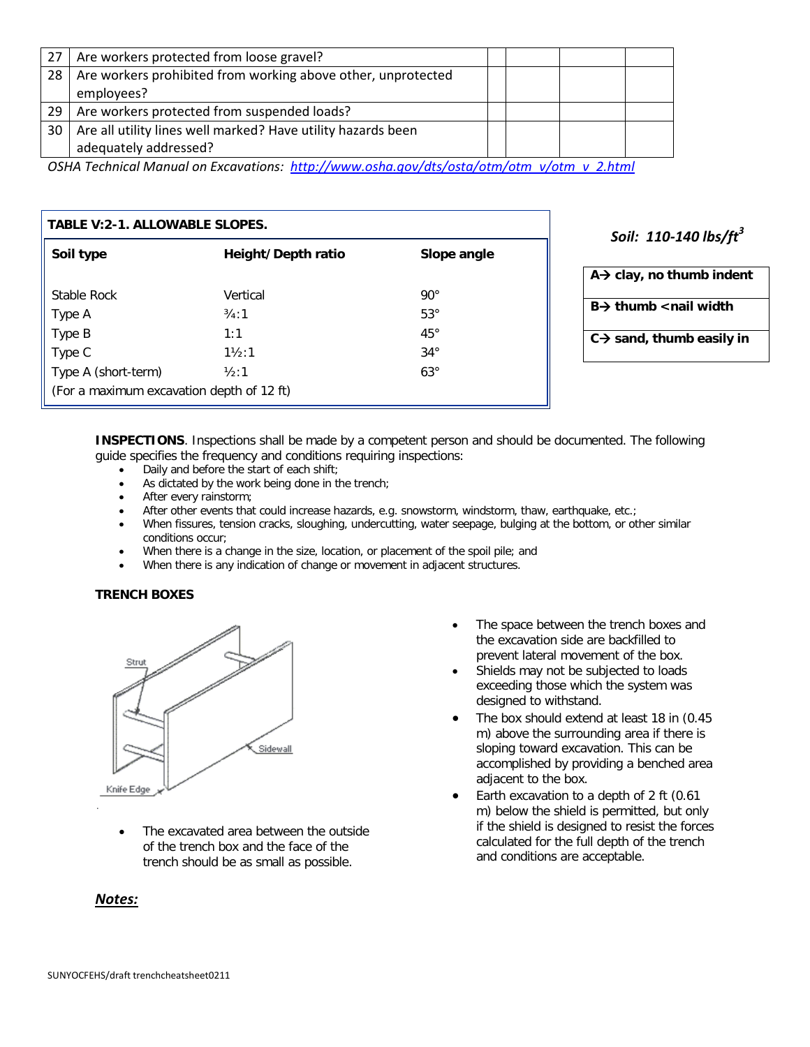| | | | | | |
|---|---|---|---|---|---|
| 27 | Are workers protected from loose gravel? | | | | |
| 28 | Are workers prohibited from working above other, unprotected employees? | | | | |
| 29 | Are workers protected from suspended loads? | | | | |
| 30 | Are all utility lines well marked? Have utility hazards been adequately addressed? | | | | |

*OSHA Technical Manual on Excavations: http://www.osha.gov/dts/osta/otm/otm_v/otm_v_2.html*

**TABLE V:2-1. ALLOWABLE SLOPES.**

| Soil type | Height/Depth ratio | Slope angle |
|---|---|---|
| Stable Rock | Vertical | 90° |
| Type A | ¾:1 | 53° |
| Type B | 1:1 | 45° |
| Type C | 1½:1 | 34° |
| Type A (short-term) | ½:1 | 63° |
| (For a maximum excavation depth of 12 ft) | | |

***Soil: 110-140 lbs/ft$^3$***

| |
|---|
| **A→ clay, no thumb indent** |
| **B→ thumb <nail width** |
| **C→ sand, thumb easily in** |

**INSPECTIONS**. Inspections shall be made by a competent person and should be documented. The following guide specifies the frequency and conditions requiring inspections:

- Daily and before the start of each shift;
- As dictated by the work being done in the trench;
- After every rainstorm;
- After other events that could increase hazards, e.g. snowstorm, windstorm, thaw, earthquake, etc.;
- When fissures, tension cracks, sloughing, undercutting, water seepage, bulging at the bottom, or other similar conditions occur;
- When there is a change in the size, location, or placement of the spoil pile; and
- When there is any indication of change or movement in adjacent structures.

**TRENCH BOXES**

Strut
Sidewall
Knife Edge

- The excavated area between the outside of the trench box and the face of the trench should be as small as possible.
- The space between the trench boxes and the excavation side are backfilled to prevent lateral movement of the box.
- Shields may not be subjected to loads exceeding those which the system was designed to withstand.
- The box should extend at least 18 in (0.45 m) above the surrounding area if there is sloping toward excavation. This can be accomplished by providing a benched area adjacent to the box.
- Earth excavation to a depth of 2 ft (0.61 m) below the shield is permitted, but only if the shield is designed to resist the forces calculated for the full depth of the trench and conditions are acceptable.

***Notes:***

SUNYOCFEHS/draft trenchcheatsheet0211